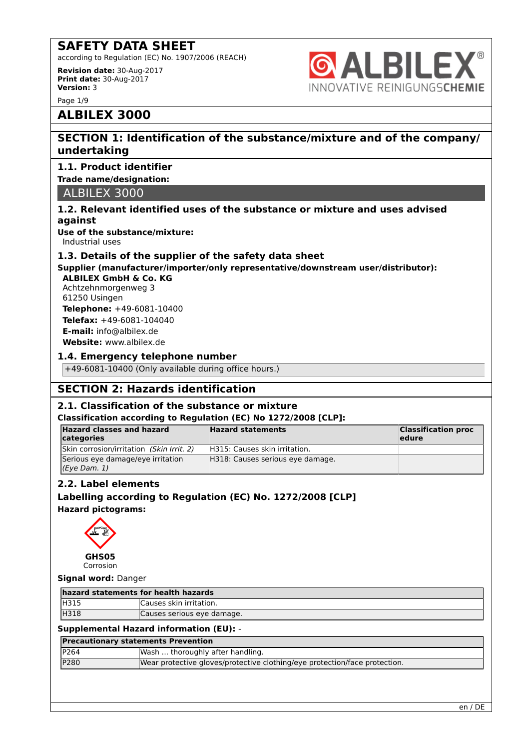# SAFETY DATA SHEET

according to Regulation (EC) No. 1907/2006 (REACH)

**Revision date:** 30-Aug-2017
**Print date:** 30-Aug-2017
**Version:** 3

# ALBILEX 3000

## SECTION 1: Identification of the substance/mixture and of the company/ undertaking

### 1.1. Product identifier

**Trade name/designation:**

ALBILEX 3000

### 1.2. Relevant identified uses of the substance or mixture and uses advised against

**Use of the substance/mixture:**
Industrial uses

### 1.3. Details of the supplier of the safety data sheet

**Supplier (manufacturer/importer/only representative/downstream user/distributor):**

**ALBILEX GmbH & Co. KG**
Achtzehnmorgenweg 3
61250 Usingen
**Telephone:** +49-6081-10400
**Telefax:** +49-6081-104040
**E-mail:** info@albilex.de
**Website:** www.albilex.de

### 1.4. Emergency telephone number

+49-6081-10400 (Only available during office hours.)

## SECTION 2: Hazards identification

### 2.1. Classification of the substance or mixture

**Classification according to Regulation (EC) No 1272/2008 [CLP]:**

| Hazard classes and hazard categories | Hazard statements | Classification procedure |
|---|---|---|
| Skin corrosion/irritation *(Skin Irrit. 2)* | H315: Causes skin irritation. | |
| Serious eye damage/eye irritation *(Eye Dam. 1)* | H318: Causes serious eye damage. | |

### 2.2. Label elements

**Labelling according to Regulation (EC) No. 1272/2008 [CLP]**

**Hazard pictograms:**

**GHS05**
Corrosion

**Signal word:** Danger

| hazard statements for health hazards | |
|---|---|
| H315 | Causes skin irritation. |
| H318 | Causes serious eye damage. |

**Supplemental Hazard information (EU):** -

| Precautionary statements Prevention | |
|---|---|
| P264 | Wash … thoroughly after handling. |
| P280 | Wear protective gloves/protective clothing/eye protection/face protection. |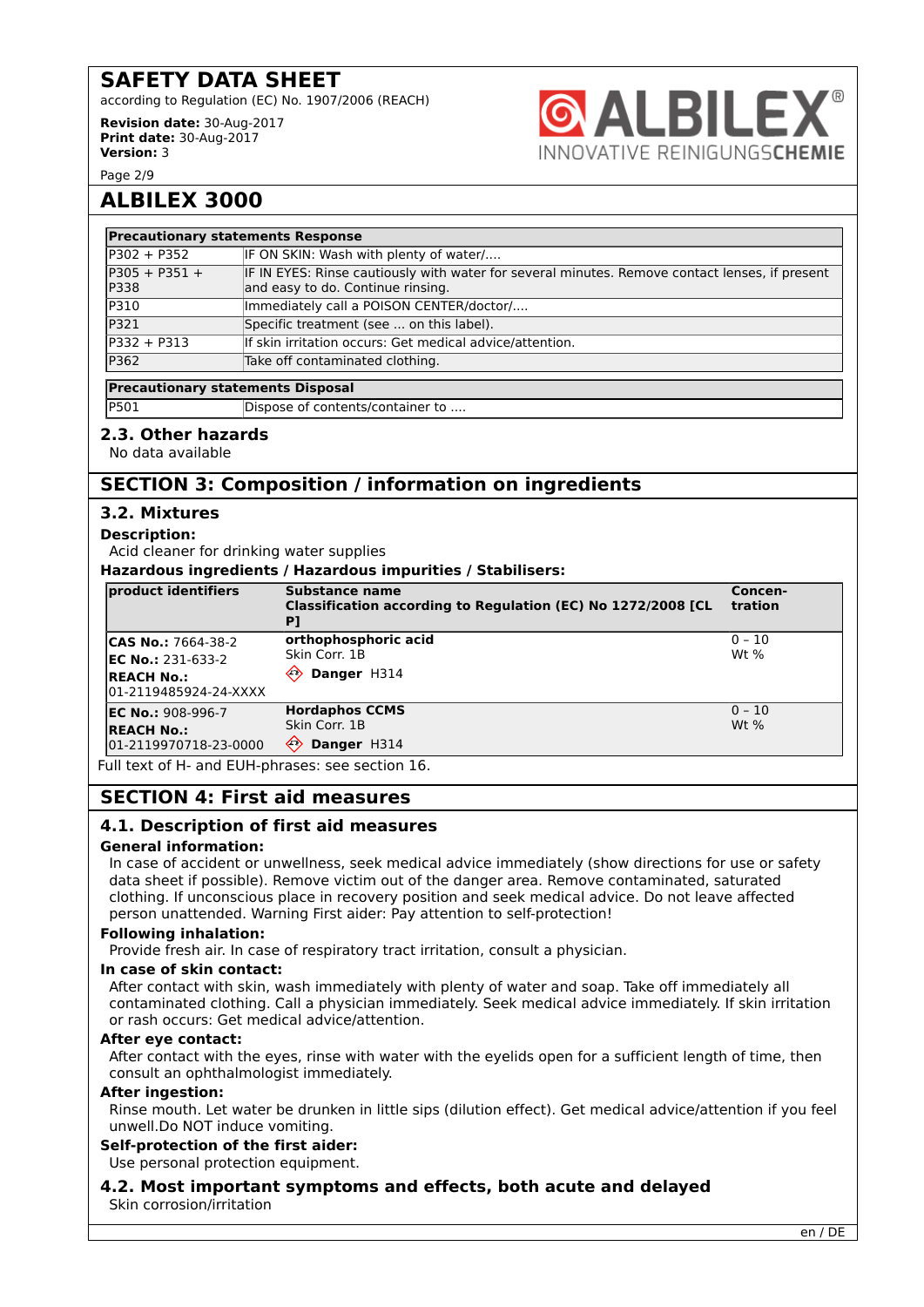| Precautionary statements Response | |
|---|---|
| P302 + P352 | IF ON SKIN: Wash with plenty of water/.... |
| P305 + P351 + P338 | IF IN EYES: Rinse cautiously with water for several minutes. Remove contact lenses, if present and easy to do. Continue rinsing. |
| P310 | Immediately call a POISON CENTER/doctor/.... |
| P321 | Specific treatment (see ... on this label). |
| P332 + P313 | If skin irritation occurs: Get medical advice/attention. |
| P362 | Take off contaminated clothing. |

| Precautionary statements Disposal | |
|---|---|
| P501 | Dispose of contents/container to .... |

### 2.3. Other hazards

No data available

## SECTION 3: Composition / information on ingredients

### 3.2. Mixtures

**Description:**

Acid cleaner for drinking water supplies

**Hazardous ingredients / Hazardous impurities / Stabilisers:**

| product identifiers | Substance name<br>Classification according to Regulation (EC) No 1272/2008 [CLP] | Concentration |
|---|---|---|
| **CAS No.:** 7664-38-2<br>**EC No.:** 231-633-2<br>**REACH No.:**<br>01-2119485924-24-XXXX | **orthophosphoric acid**<br>Skin Corr. 1B<br>**Danger** H314 | 0 - 10<br>Wt % |
| **EC No.:** 908-996-7<br>**REACH No.:**<br>01-2119970718-23-0000 | **Hordaphos CCMS**<br>Skin Corr. 1B<br>**Danger** H314 | 0 - 10<br>Wt % |

Full text of H- and EUH-phrases: see section 16.

## SECTION 4: First aid measures

### 4.1. Description of first aid measures

**General information:**

In case of accident or unwellness, seek medical advice immediately (show directions for use or safety data sheet if possible). Remove victim out of the danger area. Remove contaminated, saturated clothing. If unconscious place in recovery position and seek medical advice. Do not leave affected person unattended. Warning First aider: Pay attention to self-protection!

**Following inhalation:**

Provide fresh air. In case of respiratory tract irritation, consult a physician.

**In case of skin contact:**

After contact with skin, wash immediately with plenty of water and soap. Take off immediately all contaminated clothing. Call a physician immediately. Seek medical advice immediately. If skin irritation or rash occurs: Get medical advice/attention.

**After eye contact:**

After contact with the eyes, rinse with water with the eyelids open for a sufficient length of time, then consult an ophthalmologist immediately.

**After ingestion:**

Rinse mouth. Let water be drunken in little sips (dilution effect). Get medical advice/attention if you feel unwell.Do NOT induce vomiting.

**Self-protection of the first aider:**

Use personal protection equipment.

### 4.2. Most important symptoms and effects, both acute and delayed

Skin corrosion/irritation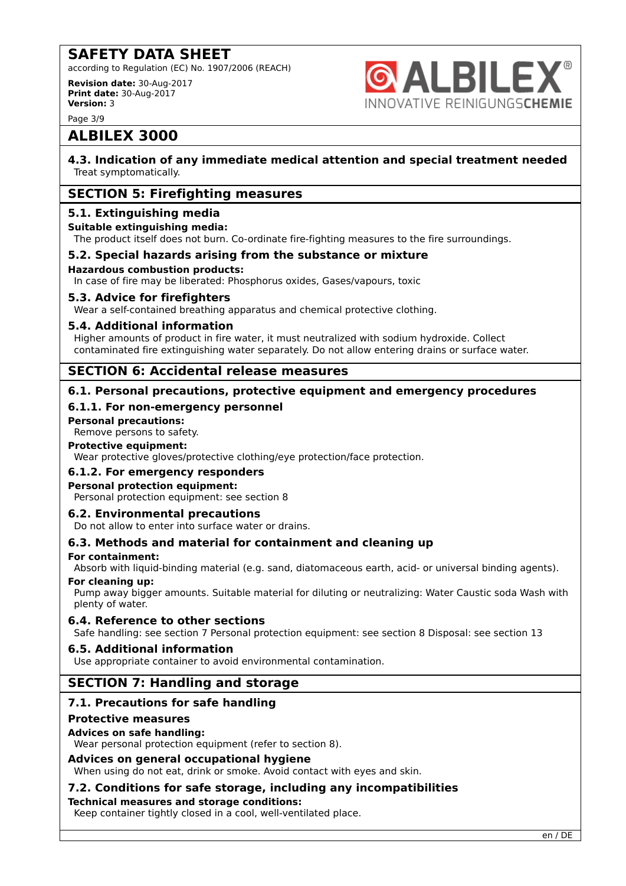# ALBILEX 3000

### 4.3. Indication of any immediate medical attention and special treatment needed

Treat symptomatically.

## SECTION 5: Firefighting measures

### 5.1. Extinguishing media

**Suitable extinguishing media:**

The product itself does not burn. Co-ordinate fire-fighting measures to the fire surroundings.

### 5.2. Special hazards arising from the substance or mixture

**Hazardous combustion products:**

In case of fire may be liberated: Phosphorus oxides, Gases/vapours, toxic

### 5.3. Advice for firefighters

Wear a self-contained breathing apparatus and chemical protective clothing.

### 5.4. Additional information

Higher amounts of product in fire water, it must neutralized with sodium hydroxide. Collect contaminated fire extinguishing water separately. Do not allow entering drains or surface water.

## SECTION 6: Accidental release measures

### 6.1. Personal precautions, protective equipment and emergency procedures

#### 6.1.1. For non-emergency personnel

**Personal precautions:**

Remove persons to safety.

**Protective equipment:**

Wear protective gloves/protective clothing/eye protection/face protection.

#### 6.1.2. For emergency responders

**Personal protection equipment:**

Personal protection equipment: see section 8

### 6.2. Environmental precautions

Do not allow to enter into surface water or drains.

### 6.3. Methods and material for containment and cleaning up

**For containment:**

Absorb with liquid-binding material (e.g. sand, diatomaceous earth, acid- or universal binding agents).

**For cleaning up:**

Pump away bigger amounts. Suitable material for diluting or neutralizing: Water Caustic soda Wash with plenty of water.

### 6.4. Reference to other sections

Safe handling: see section 7 Personal protection equipment: see section 8 Disposal: see section 13

### 6.5. Additional information

Use appropriate container to avoid environmental contamination.

## SECTION 7: Handling and storage

### 7.1. Precautions for safe handling

**Protective measures**

**Advices on safe handling:**

Wear personal protection equipment (refer to section 8).

**Advices on general occupational hygiene**

When using do not eat, drink or smoke. Avoid contact with eyes and skin.

### 7.2. Conditions for safe storage, including any incompatibilities

**Technical measures and storage conditions:**

Keep container tightly closed in a cool, well-ventilated place.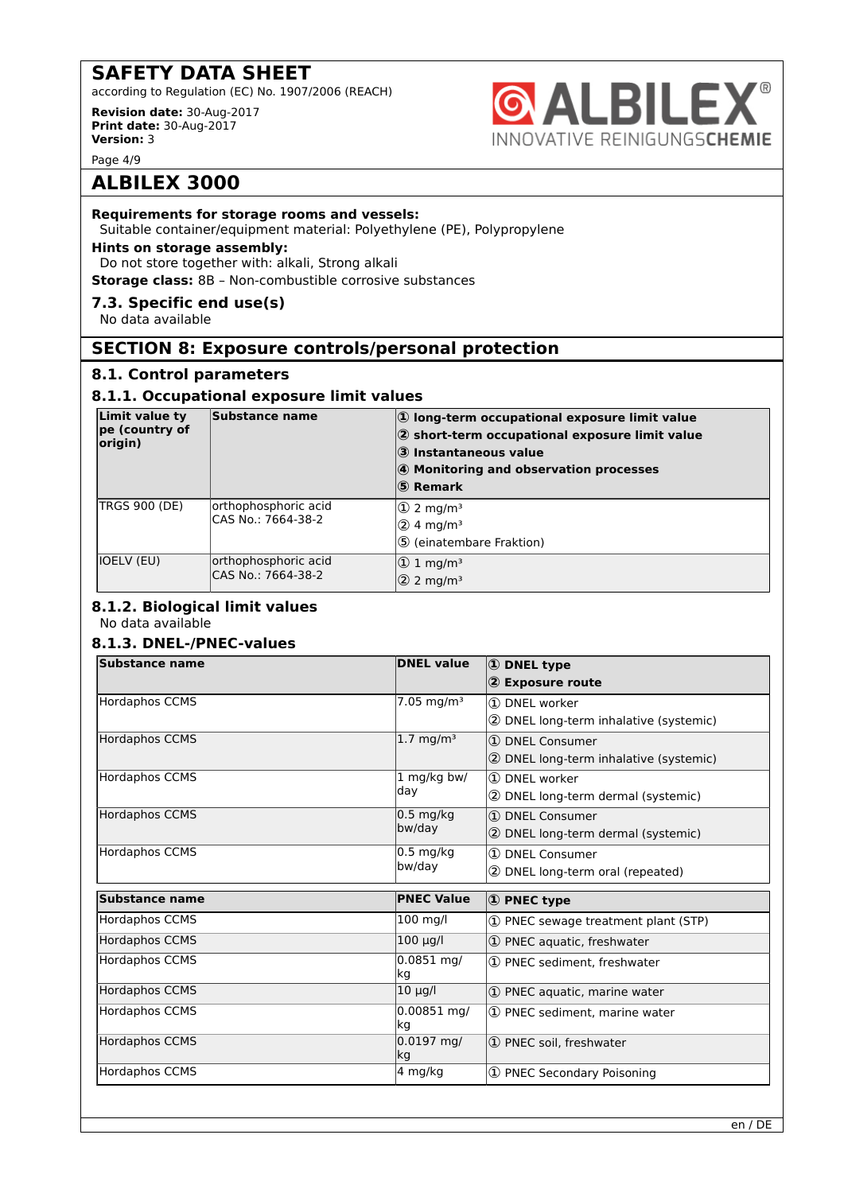**Requirements for storage rooms and vessels:**

Suitable container/equipment material: Polyethylene (PE), Polypropylene

**Hints on storage assembly:**

Do not store together with: alkali, Strong alkali

**Storage class:** 8B – Non-combustible corrosive substances

### 7.3. Specific end use(s)

No data available

## SECTION 8: Exposure controls/personal protection

### 8.1. Control parameters

### 8.1.1. Occupational exposure limit values

| Limit value type (country of origin) | Substance name | ① long-term occupational exposure limit value<br>② short-term occupational exposure limit value<br>③ Instantaneous value<br>④ Monitoring and observation processes<br>⑤ Remark |
|---|---|---|
| TRGS 900 (DE) | orthophosphoric acid<br>CAS No.: 7664-38-2 | ① 2 mg/m³<br>② 4 mg/m³<br>⑤ (einatembare Fraktion) |
| IOELV (EU) | orthophosphoric acid<br>CAS No.: 7664-38-2 | ① 1 mg/m³<br>② 2 mg/m³ |

### 8.1.2. Biological limit values

No data available

### 8.1.3. DNEL-/PNEC-values

| Substance name | DNEL value | ① DNEL type<br>② Exposure route |
|---|---|---|
| Hordaphos CCMS | 7.05 mg/m³ | ① DNEL worker<br>② DNEL long-term inhalative (systemic) |
| Hordaphos CCMS | 1.7 mg/m³ | ① DNEL Consumer<br>② DNEL long-term inhalative (systemic) |
| Hordaphos CCMS | 1 mg/kg bw/day | ① DNEL worker<br>② DNEL long-term dermal (systemic) |
| Hordaphos CCMS | 0.5 mg/kg bw/day | ① DNEL Consumer<br>② DNEL long-term dermal (systemic) |
| Hordaphos CCMS | 0.5 mg/kg bw/day | ① DNEL Consumer<br>② DNEL long-term oral (repeated) |

| Substance name | PNEC Value | ① PNEC type |
|---|---|---|
| Hordaphos CCMS | 100 mg/l | ① PNEC sewage treatment plant (STP) |
| Hordaphos CCMS | 100 µg/l | ① PNEC aquatic, freshwater |
| Hordaphos CCMS | 0.0851 mg/kg | ① PNEC sediment, freshwater |
| Hordaphos CCMS | 10 µg/l | ① PNEC aquatic, marine water |
| Hordaphos CCMS | 0.00851 mg/kg | ① PNEC sediment, marine water |
| Hordaphos CCMS | 0.0197 mg/kg | ① PNEC soil, freshwater |
| Hordaphos CCMS | 4 mg/kg | ① PNEC Secondary Poisoning |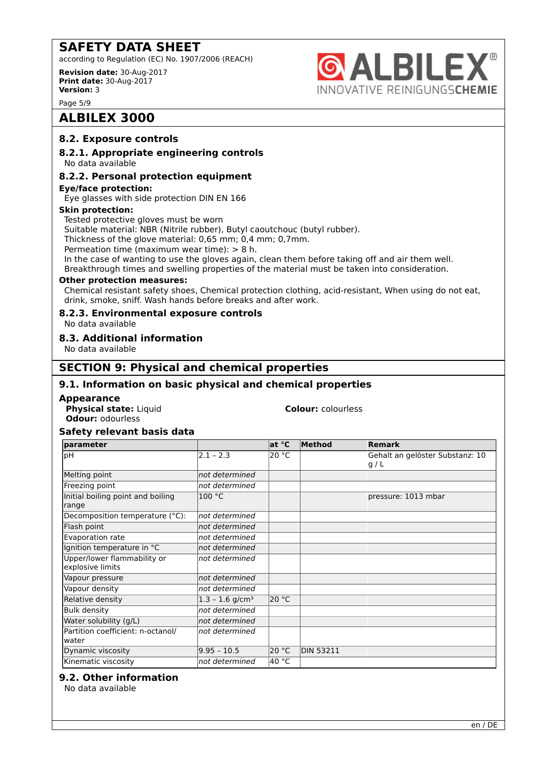## 8.2. Exposure controls

### 8.2.1. Appropriate engineering controls

No data available

### 8.2.2. Personal protection equipment

**Eye/face protection:**

Eye glasses with side protection DIN EN 166

**Skin protection:**

Tested protective gloves must be worn
Suitable material: NBR (Nitrile rubber), Butyl caoutchouc (butyl rubber).
Thickness of the glove material: 0,65 mm; 0,4 mm; 0,7mm.
Permeation time (maximum wear time): > 8 h.
In the case of wanting to use the gloves again, clean them before taking off and air them well.
Breakthrough times and swelling properties of the material must be taken into consideration.

**Other protection measures:**

Chemical resistant safety shoes, Chemical protection clothing, acid-resistant, When using do not eat, drink, smoke, sniff. Wash hands before breaks and after work.

### 8.2.3. Environmental exposure controls

No data available

## 8.3. Additional information

No data available

# SECTION 9: Physical and chemical properties

## 9.1. Information on basic physical and chemical properties

### Appearance

**Physical state:** Liquid
**Colour:** colourless
**Odour:** odourless

### Safety relevant basis data

| parameter | | at °C | Method | Remark |
|---|---|---|---|---|
| pH | 2.1 – 2.3 | 20 °C | | Gehalt an gelöster Substanz: 10 g / L |
| Melting point | *not determined* | | | |
| Freezing point | *not determined* | | | |
| Initial boiling point and boiling range | 100 °C | | | pressure: 1013 mbar |
| Decomposition temperature (°C): | *not determined* | | | |
| Flash point | *not determined* | | | |
| Evaporation rate | *not determined* | | | |
| Ignition temperature in °C | *not determined* | | | |
| Upper/lower flammability or explosive limits | *not determined* | | | |
| Vapour pressure | *not determined* | | | |
| Vapour density | *not determined* | | | |
| Relative density | 1.3 – 1.6 g/cm³ | 20 °C | | |
| Bulk density | *not determined* | | | |
| Water solubility (g/L) | *not determined* | | | |
| Partition coefficient: n-octanol/ water | *not determined* | | | |
| Dynamic viscosity | 9.95 – 10.5 | 20 °C | DIN 53211 | |
| Kinematic viscosity | *not determined* | 40 °C | | |

## 9.2. Other information

No data available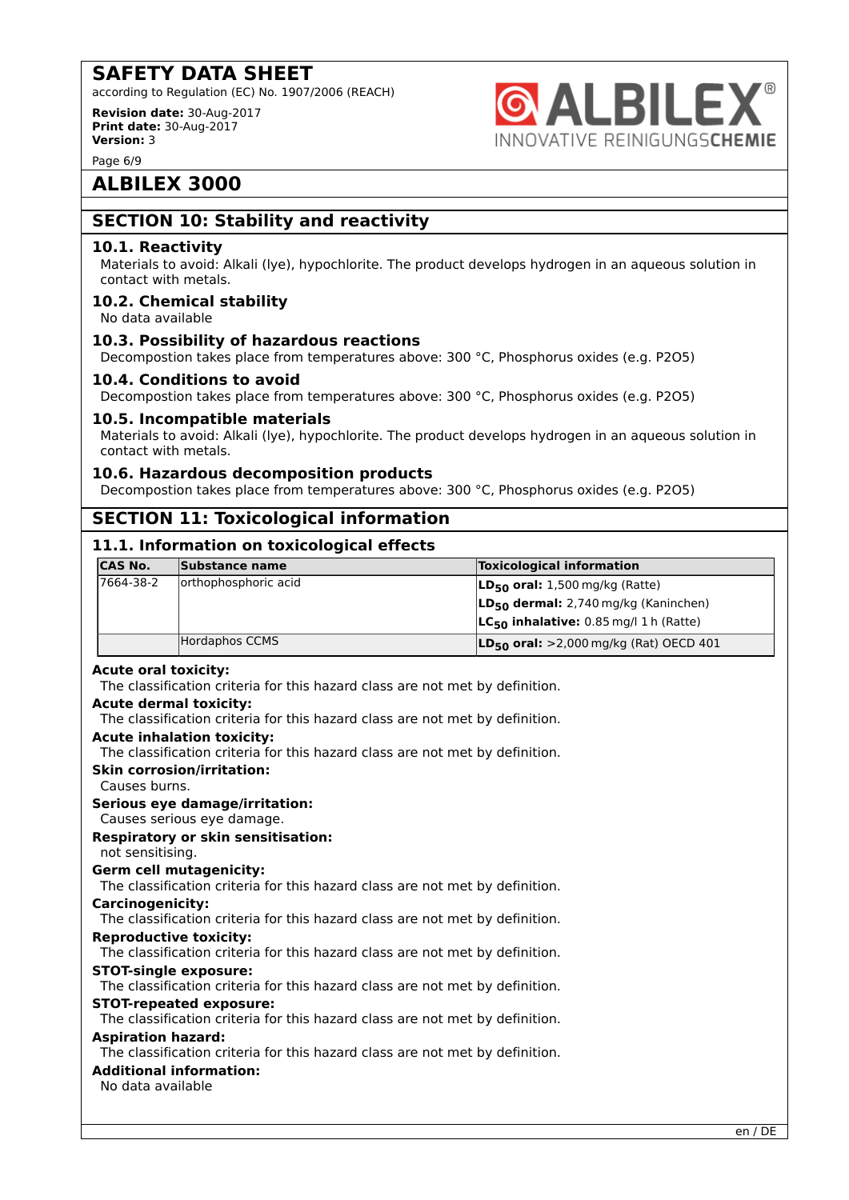# ALBILEX 3000

## SECTION 10: Stability and reactivity

### 10.1. Reactivity

Materials to avoid: Alkali (lye), hypochlorite. The product develops hydrogen in an aqueous solution in contact with metals.

### 10.2. Chemical stability

No data available

### 10.3. Possibility of hazardous reactions

Decompostion takes place from temperatures above: 300 °C, Phosphorus oxides (e.g. P2O5)

### 10.4. Conditions to avoid

Decompostion takes place from temperatures above: 300 °C, Phosphorus oxides (e.g. P2O5)

### 10.5. Incompatible materials

Materials to avoid: Alkali (lye), hypochlorite. The product develops hydrogen in an aqueous solution in contact with metals.

### 10.6. Hazardous decomposition products

Decompostion takes place from temperatures above: 300 °C, Phosphorus oxides (e.g. P2O5)

## SECTION 11: Toxicological information

### 11.1. Information on toxicological effects

| CAS No. | Substance name | Toxicological information |
|---|---|---|
| 7664-38-2 | orthophosphoric acid | **$LD_{50}$ oral:** 1,500 mg/kg (Ratte) |
| | | **$LD_{50}$ dermal:** 2,740 mg/kg (Kaninchen) |
| | | **$LC_{50}$ inhalative:** 0.85 mg/l 1 h (Ratte) |
| | Hordaphos CCMS | **$LD_{50}$ oral:** >2,000 mg/kg (Rat) OECD 401 |

**Acute oral toxicity:**
The classification criteria for this hazard class are not met by definition.

**Acute dermal toxicity:**
The classification criteria for this hazard class are not met by definition.

**Acute inhalation toxicity:**
The classification criteria for this hazard class are not met by definition.

**Skin corrosion/irritation:**
Causes burns.

**Serious eye damage/irritation:**
Causes serious eye damage.

**Respiratory or skin sensitisation:**
not sensitising.

**Germ cell mutagenicity:**
The classification criteria for this hazard class are not met by definition.

**Carcinogenicity:**
The classification criteria for this hazard class are not met by definition.

**Reproductive toxicity:**
The classification criteria for this hazard class are not met by definition.

**STOT-single exposure:**
The classification criteria for this hazard class are not met by definition.

**STOT-repeated exposure:**
The classification criteria for this hazard class are not met by definition.

**Aspiration hazard:**
The classification criteria for this hazard class are not met by definition.

**Additional information:**
No data available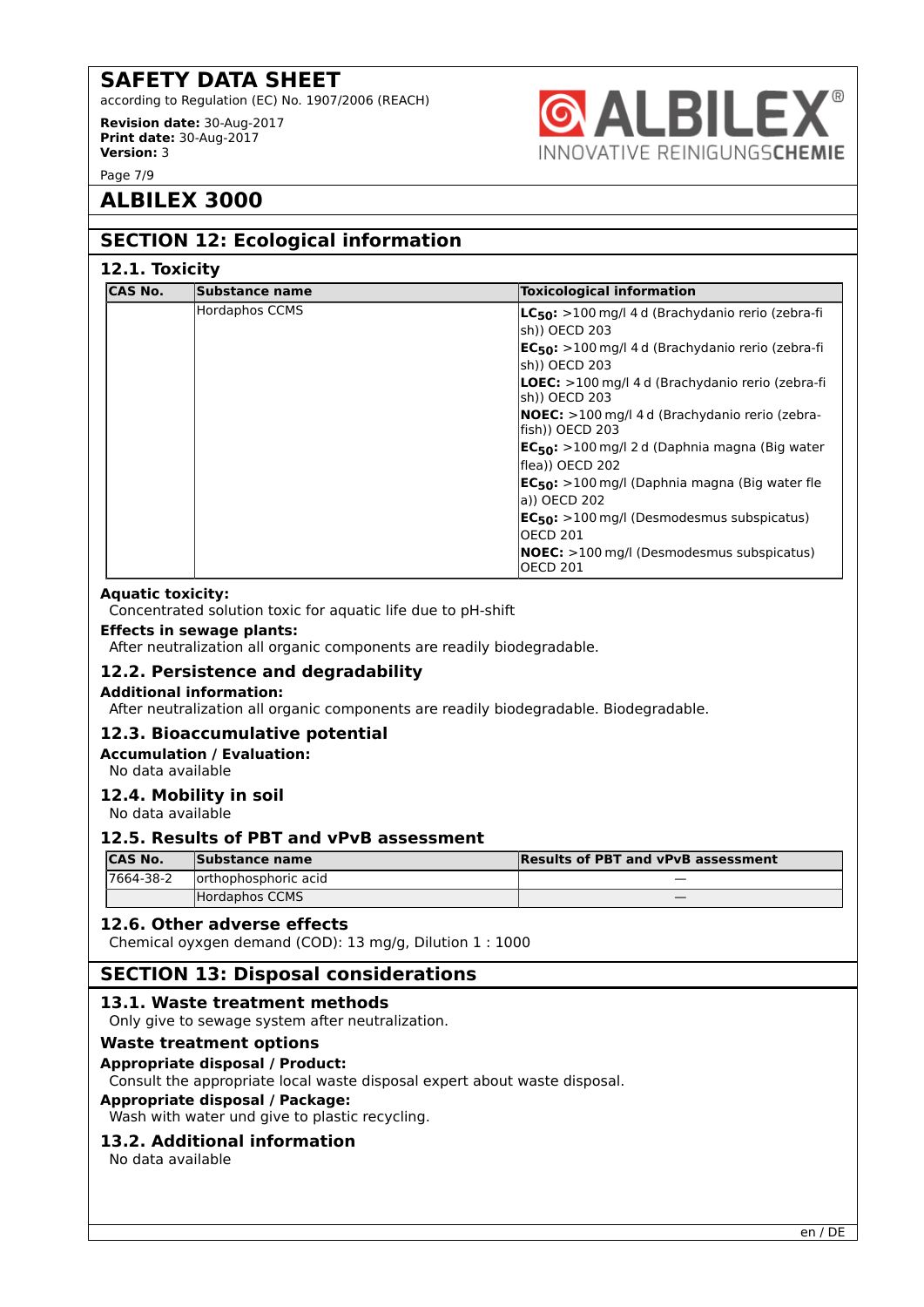# ALBILEX 3000

## SECTION 12: Ecological information

### 12.1. Toxicity

| CAS No. | Substance name | Toxicological information |
|---|---|---|
| | Hordaphos CCMS | **$LC_{50}$:** >100 mg/l 4 d (Brachydanio rerio (zebra-fish)) OECD 203<br>**$EC_{50}$:** >100 mg/l 4 d (Brachydanio rerio (zebra-fish)) OECD 203<br>**LOEC:** >100 mg/l 4 d (Brachydanio rerio (zebra-fish)) OECD 203<br>**NOEC:** >100 mg/l 4 d (Brachydanio rerio (zebra-fish)) OECD 203<br>**$EC_{50}$:** >100 mg/l 2 d (Daphnia magna (Big water flea)) OECD 202<br>**$EC_{50}$:** >100 mg/l (Daphnia magna (Big water flea)) OECD 202<br>**$EC_{50}$:** >100 mg/l (Desmodesmus subspicatus) OECD 201<br>**NOEC:** >100 mg/l (Desmodesmus subspicatus) OECD 201 |

**Aquatic toxicity:**

Concentrated solution toxic for aquatic life due to pH-shift

**Effects in sewage plants:**

After neutralization all organic components are readily biodegradable.

### 12.2. Persistence and degradability

**Additional information:**

After neutralization all organic components are readily biodegradable. Biodegradable.

### 12.3. Bioaccumulative potential

**Accumulation / Evaluation:**

No data available

### 12.4. Mobility in soil

No data available

### 12.5. Results of PBT and vPvB assessment

| CAS No. | Substance name | Results of PBT and vPvB assessment |
|---|---|---|
| 7664-38-2 | orthophosphoric acid | — |
| | Hordaphos CCMS | — |

### 12.6. Other adverse effects

Chemical oxygen demand (COD): 13 mg/g, Dilution 1 : 1000

## SECTION 13: Disposal considerations

### 13.1. Waste treatment methods

Only give to sewage system after neutralization.

**Waste treatment options**

**Appropriate disposal / Product:**

Consult the appropriate local waste disposal expert about waste disposal.

**Appropriate disposal / Package:**

Wash with water und give to plastic recycling.

### 13.2. Additional information

No data available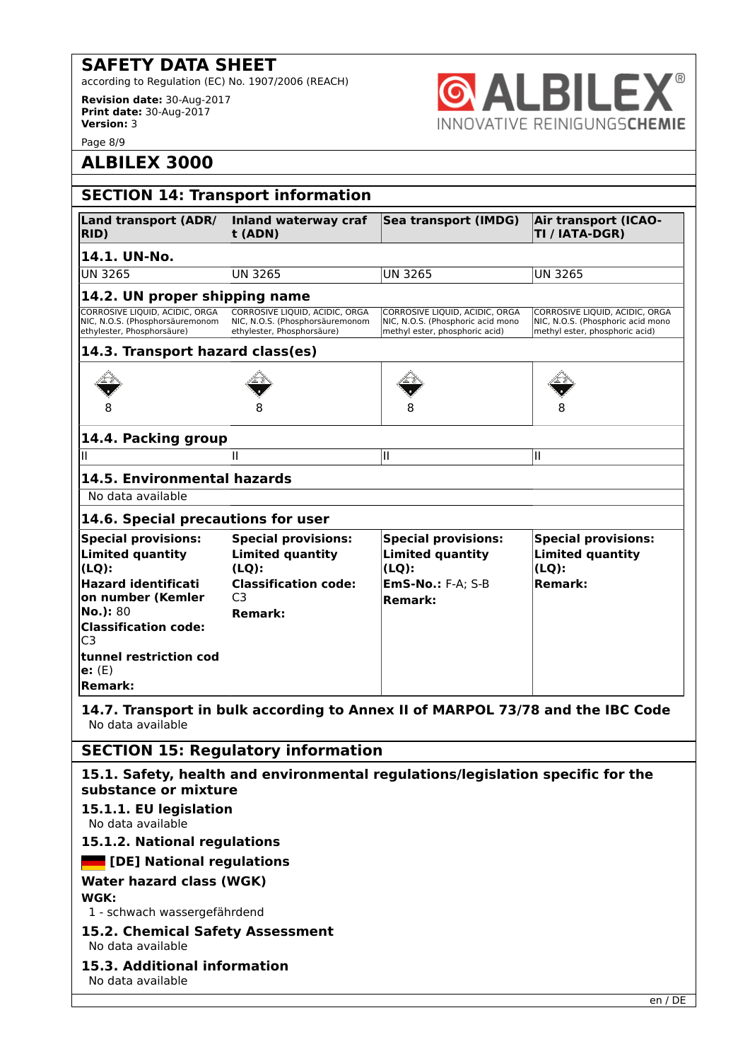# ALBILEX 3000

## SECTION 14: Transport information

| Land transport (ADR/RID) | Inland waterway craft (ADN) | Sea transport (IMDG) | Air transport (ICAO-TI / IATA-DGR) |
|---|---|---|---|
| **14.1. UN-No.** | | | |
| UN 3265 | UN 3265 | UN 3265 | UN 3265 |
| **14.2. UN proper shipping name** | | | |
| CORROSIVE LIQUID, ACIDIC, ORGANIC, N.O.S. (Phosphorsäuremonomethylester, Phosphorsäure) | CORROSIVE LIQUID, ACIDIC, ORGANIC, N.O.S. (Phosphorsäuremonomethylester, Phosphorsäure) | CORROSIVE LIQUID, ACIDIC, ORGANIC, N.O.S. (Phosphoric acid mono methyl ester, phosphoric acid) | CORROSIVE LIQUID, ACIDIC, ORGANIC, N.O.S. (Phosphoric acid mono methyl ester, phosphoric acid) |
| **14.3. Transport hazard class(es)** | | | |
| 8 | 8 | 8 | 8 |
| **14.4. Packing group** | | | |
| II | II | II | II |
| **14.5. Environmental hazards** | | | |
| No data available | | | |
| **14.6. Special precautions for user** | | | |
| **Special provisions:** **Limited quantity (LQ):** **Hazard identification number (Kemler No.):** 80 **Classification code:** C3 **tunnel restriction code:** (E) **Remark:** | **Special provisions:** **Limited quantity (LQ):** **Classification code:** C3 **Remark:** | **Special provisions:** **Limited quantity (LQ):** **EmS-No.:** F-A; S-B **Remark:** | **Special provisions:** **Limited quantity (LQ):** **Remark:** |

### 14.7. Transport in bulk according to Annex II of MARPOL 73/78 and the IBC Code

No data available

## SECTION 15: Regulatory information

### 15.1. Safety, health and environmental regulations/legislation specific for the substance or mixture

#### 15.1.1. EU legislation

No data available

#### 15.1.2. National regulations

**[DE] National regulations**

**Water hazard class (WGK)**

**WGK:**

1 - schwach wassergefährdend

### 15.2. Chemical Safety Assessment

No data available

### 15.3. Additional information

No data available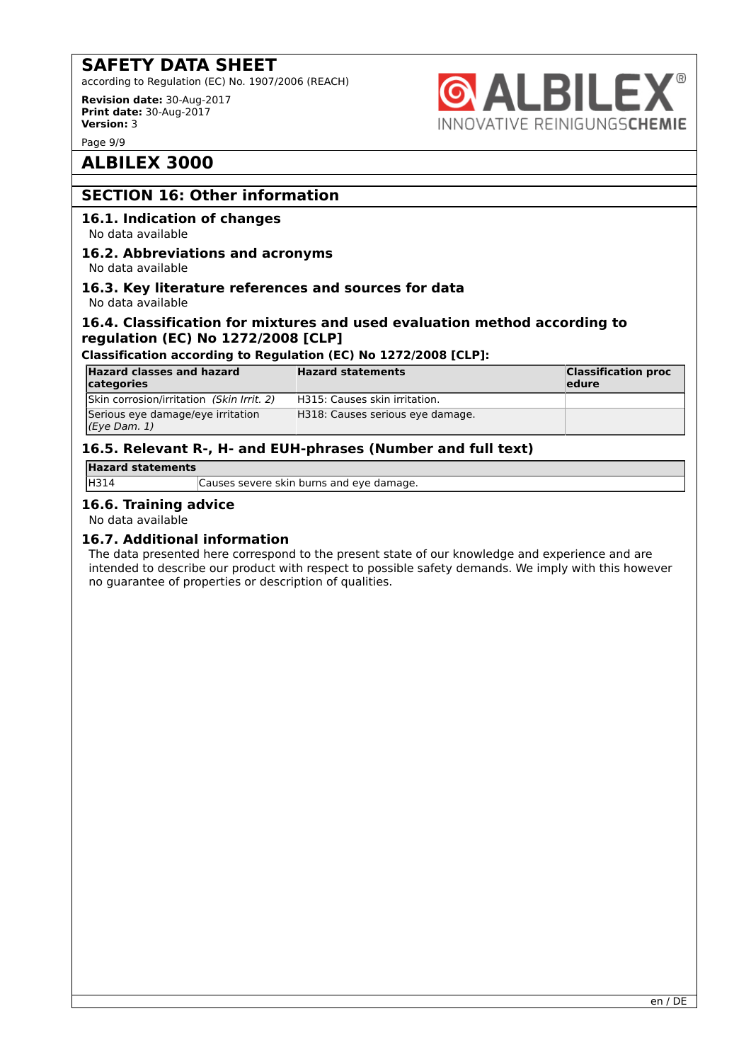# SAFETY DATA SHEET

according to Regulation (EC) No. 1907/2006 (REACH)

**Revision date:** 30-Aug-2017
**Print date:** 30-Aug-2017
**Version:** 3

# ALBILEX 3000

## SECTION 16: Other information

### 16.1. Indication of changes

No data available

### 16.2. Abbreviations and acronyms

No data available

### 16.3. Key literature references and sources for data

No data available

### 16.4. Classification for mixtures and used evaluation method according to regulation (EC) No 1272/2008 [CLP]

**Classification according to Regulation (EC) No 1272/2008 [CLP]:**

| Hazard classes and hazard categories | Hazard statements | Classification procedure |
|---|---|---|
| Skin corrosion/irritation *(Skin Irrit. 2)* | H315: Causes skin irritation. | |
| Serious eye damage/eye irritation *(Eye Dam. 1)* | H318: Causes serious eye damage. | |

### 16.5. Relevant R-, H- and EUH-phrases (Number and full text)

| Hazard statements | |
|---|---|
| H314 | Causes severe skin burns and eye damage. |

### 16.6. Training advice

No data available

### 16.7. Additional information

The data presented here correspond to the present state of our knowledge and experience and are intended to describe our product with respect to possible safety demands. We imply with this however no guarantee of properties or description of qualities.